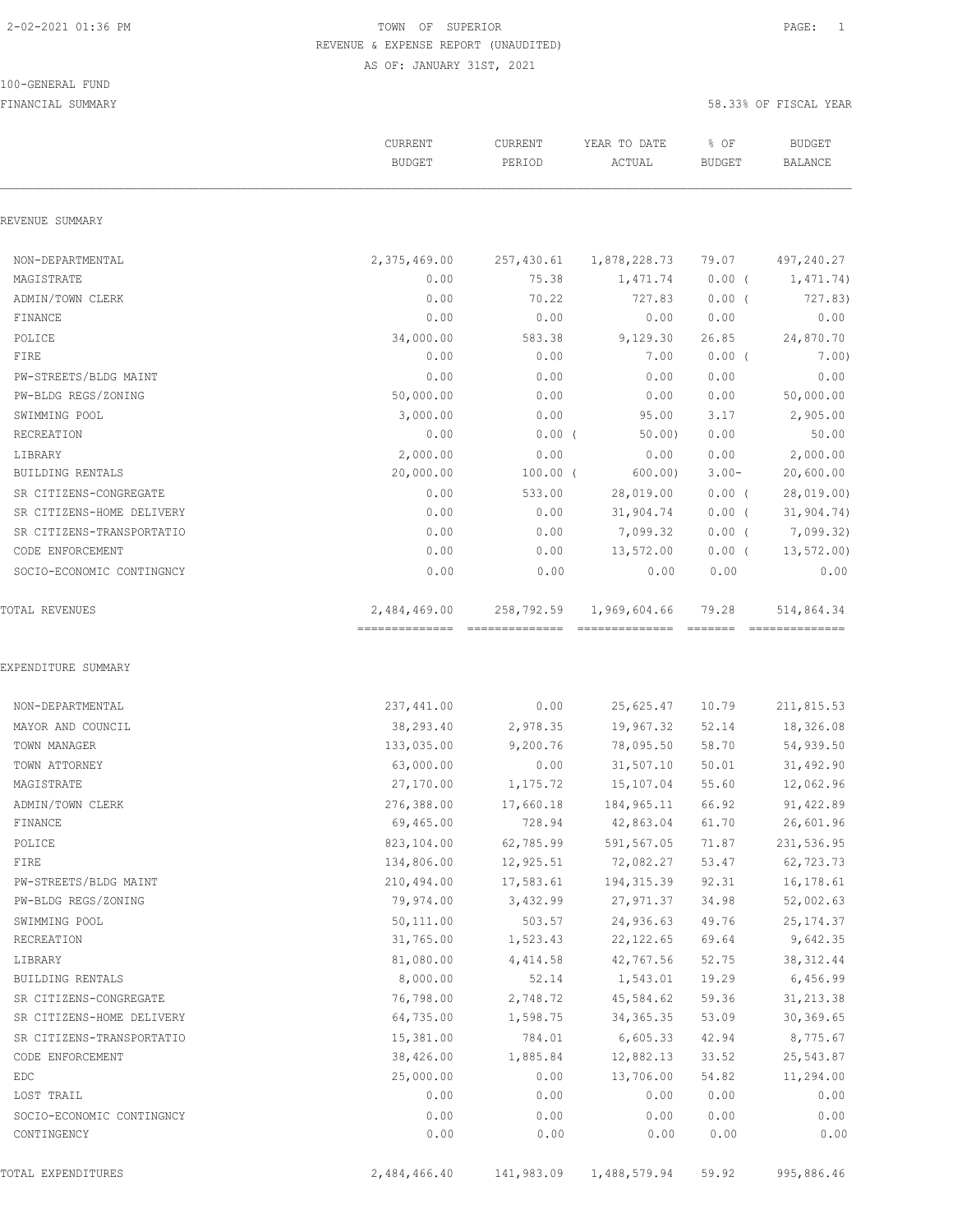2-02-2021 01:36 PM

# TOWN OF SUPERIOR

REVENUE & EXPENSE REPORT (UNAUDITED)

AS OF: JANUARY 31ST, 2021

100-GENERAL FUND

FINANCIAL SUMMARY

58.33% OF FISCAL YEAR

| | CURRENT BUDGET | CURRENT PERIOD | YEAR TO DATE ACTUAL | % OF BUDGET | BUDGET BALANCE |
|---|---|---|---|---|---|
| **REVENUE SUMMARY** | | | | | |
| NON-DEPARTMENTAL | 2,375,469.00 | 257,430.61 | 1,878,228.73 | 79.07 | 497,240.27 |
| MAGISTRATE | 0.00 | 75.38 | 1,471.74 | 0.00 | ( 1,471.74) |
| ADMIN/TOWN CLERK | 0.00 | 70.22 | 727.83 | 0.00 | ( 727.83) |
| FINANCE | 0.00 | 0.00 | 0.00 | 0.00 | 0.00 |
| POLICE | 34,000.00 | 583.38 | 9,129.30 | 26.85 | 24,870.70 |
| FIRE | 0.00 | 0.00 | 7.00 | 0.00 | ( 7.00) |
| PW-STREETS/BLDG MAINT | 0.00 | 0.00 | 0.00 | 0.00 | 0.00 |
| PW-BLDG REGS/ZONING | 50,000.00 | 0.00 | 0.00 | 0.00 | 50,000.00 |
| SWIMMING POOL | 3,000.00 | 0.00 | 95.00 | 3.17 | 2,905.00 |
| RECREATION | 0.00 | 0.00 | ( 50.00) | 0.00 | 50.00 |
| LIBRARY | 2,000.00 | 0.00 | 0.00 | 0.00 | 2,000.00 |
| BUILDING RENTALS | 20,000.00 | 100.00 | ( 600.00) | 3.00- | 20,600.00 |
| SR CITIZENS-CONGREGATE | 0.00 | 533.00 | 28,019.00 | 0.00 | ( 28,019.00) |
| SR CITIZENS-HOME DELIVERY | 0.00 | 0.00 | 31,904.74 | 0.00 | ( 31,904.74) |
| SR CITIZENS-TRANSPORTATIO | 0.00 | 0.00 | 7,099.32 | 0.00 | ( 7,099.32) |
| CODE ENFORCEMENT | 0.00 | 0.00 | 13,572.00 | 0.00 | ( 13,572.00) |
| SOCIO-ECONOMIC CONTINGNCY | 0.00 | 0.00 | 0.00 | 0.00 | 0.00 |
| TOTAL REVENUES | 2,484,469.00 | 258,792.59 | 1,969,604.66 | 79.28 | 514,864.34 |
| **EXPENDITURE SUMMARY** | | | | | |
| NON-DEPARTMENTAL | 237,441.00 | 0.00 | 25,625.47 | 10.79 | 211,815.53 |
| MAYOR AND COUNCIL | 38,293.40 | 2,978.35 | 19,967.32 | 52.14 | 18,326.08 |
| TOWN MANAGER | 133,035.00 | 9,200.76 | 78,095.50 | 58.70 | 54,939.50 |
| TOWN ATTORNEY | 63,000.00 | 0.00 | 31,507.10 | 50.01 | 31,492.90 |
| MAGISTRATE | 27,170.00 | 1,175.72 | 15,107.04 | 55.60 | 12,062.96 |
| ADMIN/TOWN CLERK | 276,388.00 | 17,660.18 | 184,965.11 | 66.92 | 91,422.89 |
| FINANCE | 69,465.00 | 728.94 | 42,863.04 | 61.70 | 26,601.96 |
| POLICE | 823,104.00 | 62,785.99 | 591,567.05 | 71.87 | 231,536.95 |
| FIRE | 134,806.00 | 12,925.51 | 72,082.27 | 53.47 | 62,723.73 |
| PW-STREETS/BLDG MAINT | 210,494.00 | 17,583.61 | 194,315.39 | 92.31 | 16,178.61 |
| PW-BLDG REGS/ZONING | 79,974.00 | 3,432.99 | 27,971.37 | 34.98 | 52,002.63 |
| SWIMMING POOL | 50,111.00 | 503.57 | 24,936.63 | 49.76 | 25,174.37 |
| RECREATION | 31,765.00 | 1,523.43 | 22,122.65 | 69.64 | 9,642.35 |
| LIBRARY | 81,080.00 | 4,414.58 | 42,767.56 | 52.75 | 38,312.44 |
| BUILDING RENTALS | 8,000.00 | 52.14 | 1,543.01 | 19.29 | 6,456.99 |
| SR CITIZENS-CONGREGATE | 76,798.00 | 2,748.72 | 45,584.62 | 59.36 | 31,213.38 |
| SR CITIZENS-HOME DELIVERY | 64,735.00 | 1,598.75 | 34,365.35 | 53.09 | 30,369.65 |
| SR CITIZENS-TRANSPORTATIO | 15,381.00 | 784.01 | 6,605.33 | 42.94 | 8,775.67 |
| CODE ENFORCEMENT | 38,426.00 | 1,885.84 | 12,882.13 | 33.52 | 25,543.87 |
| EDC | 25,000.00 | 0.00 | 13,706.00 | 54.82 | 11,294.00 |
| LOST TRAIL | 0.00 | 0.00 | 0.00 | 0.00 | 0.00 |
| SOCIO-ECONOMIC CONTINGNCY | 0.00 | 0.00 | 0.00 | 0.00 | 0.00 |
| CONTINGENCY | 0.00 | 0.00 | 0.00 | 0.00 | 0.00 |
| TOTAL EXPENDITURES | 2,484,466.40 | 141,983.09 | 1,488,579.94 | 59.92 | 995,886.46 |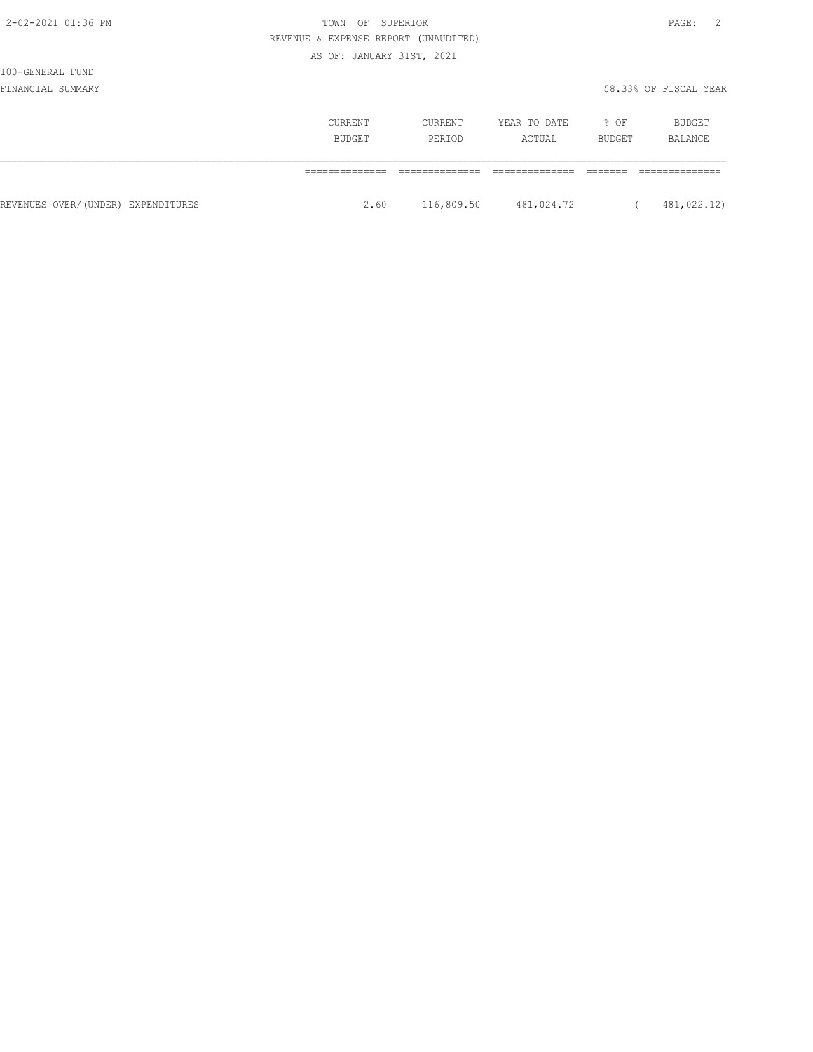100-GENERAL FUND

FINANCIAL SUMMARY — 58.33% OF FISCAL YEAR

| | CURRENT BUDGET | CURRENT PERIOD | YEAR TO DATE ACTUAL | % OF BUDGET | BUDGET BALANCE |
|---|---|---|---|---|---|
| REVENUES OVER/(UNDER) EXPENDITURES | 2.60 | 116,809.50 | 481,024.72 | | ( 481,022.12) |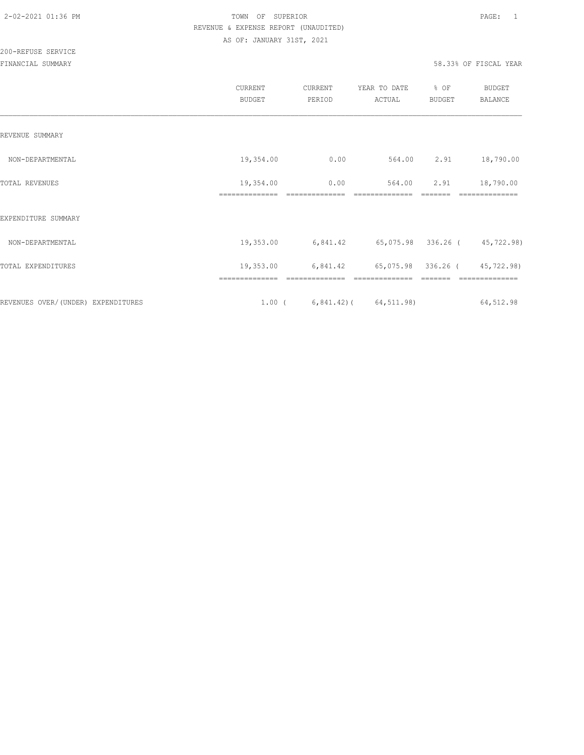TOWN OF SUPERIOR

REVENUE & EXPENSE REPORT (UNAUDITED)

AS OF: JANUARY 31ST, 2021

200-REFUSE SERVICE

FINANCIAL SUMMARY — 58.33% OF FISCAL YEAR

| | CURRENT BUDGET | CURRENT PERIOD | YEAR TO DATE ACTUAL | % OF BUDGET | BUDGET BALANCE |
|---|---|---|---|---|---|
| REVENUE SUMMARY | | | | | |
| NON-DEPARTMENTAL | 19,354.00 | 0.00 | 564.00 | 2.91 | 18,790.00 |
| TOTAL REVENUES | 19,354.00 | 0.00 | 564.00 | 2.91 | 18,790.00 |
| EXPENDITURE SUMMARY | | | | | |
| NON-DEPARTMENTAL | 19,353.00 | 6,841.42 | 65,075.98 | 336.26 | ( 45,722.98) |
| TOTAL EXPENDITURES | 19,353.00 | 6,841.42 | 65,075.98 | 336.26 | ( 45,722.98) |
| REVENUES OVER/(UNDER) EXPENDITURES | 1.00 | ( 6,841.42) | ( 64,511.98) | | 64,512.98 |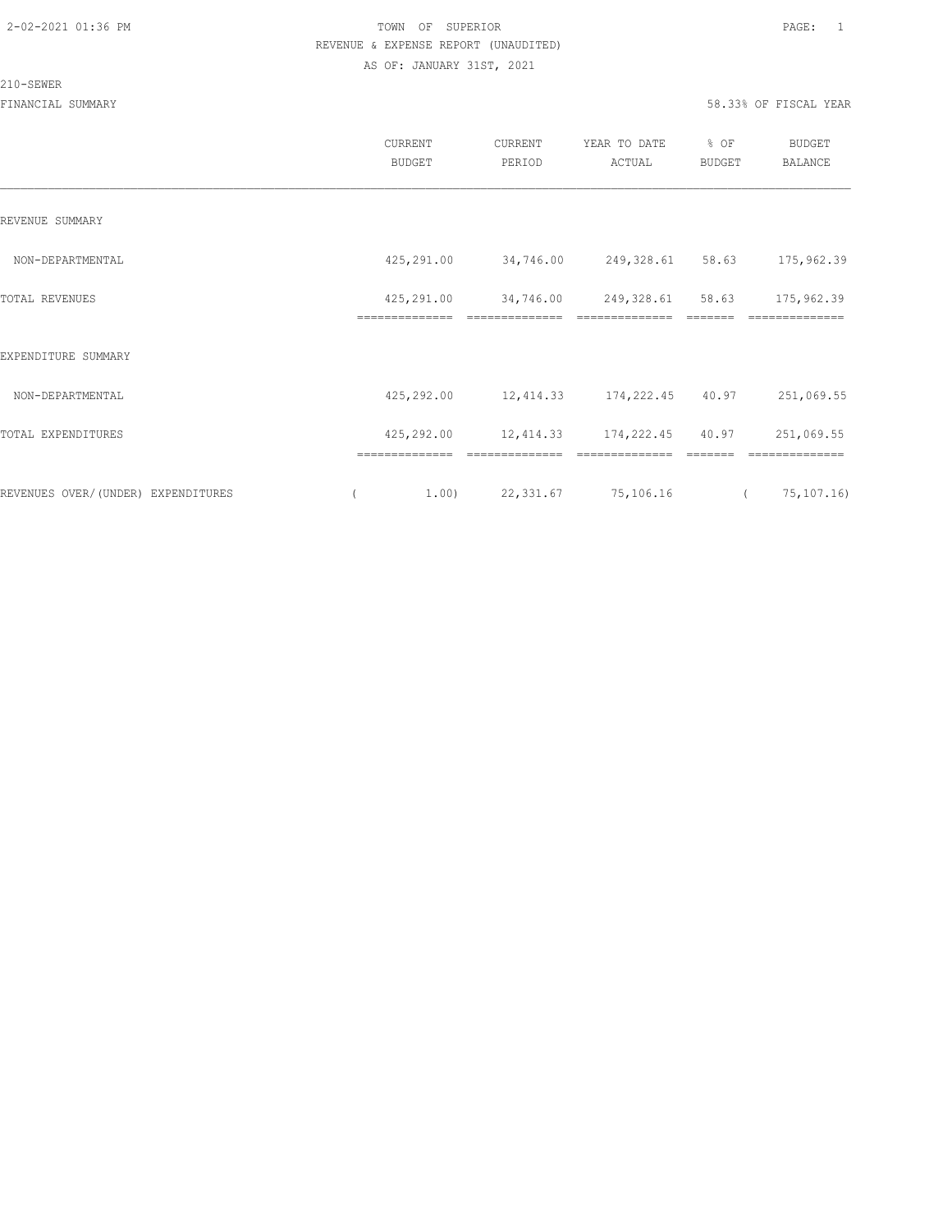2-02-2021 01:36 PM

TOWN OF SUPERIOR

REVENUE & EXPENSE REPORT (UNAUDITED)

AS OF: JANUARY 31ST, 2021

210-SEWER

FINANCIAL SUMMARY

58.33% OF FISCAL YEAR

| | CURRENT BUDGET | CURRENT PERIOD | YEAR TO DATE ACTUAL | % OF BUDGET | BUDGET BALANCE |
|---|---|---|---|---|---|
| REVENUE SUMMARY | | | | | |
| NON-DEPARTMENTAL | 425,291.00 | 34,746.00 | 249,328.61 | 58.63 | 175,962.39 |
| TOTAL REVENUES | 425,291.00 | 34,746.00 | 249,328.61 | 58.63 | 175,962.39 |
| EXPENDITURE SUMMARY | | | | | |
| NON-DEPARTMENTAL | 425,292.00 | 12,414.33 | 174,222.45 | 40.97 | 251,069.55 |
| TOTAL EXPENDITURES | 425,292.00 | 12,414.33 | 174,222.45 | 40.97 | 251,069.55 |
| REVENUES OVER/(UNDER) EXPENDITURES | ( 1.00) | 22,331.67 | 75,106.16 | | ( 75,107.16) |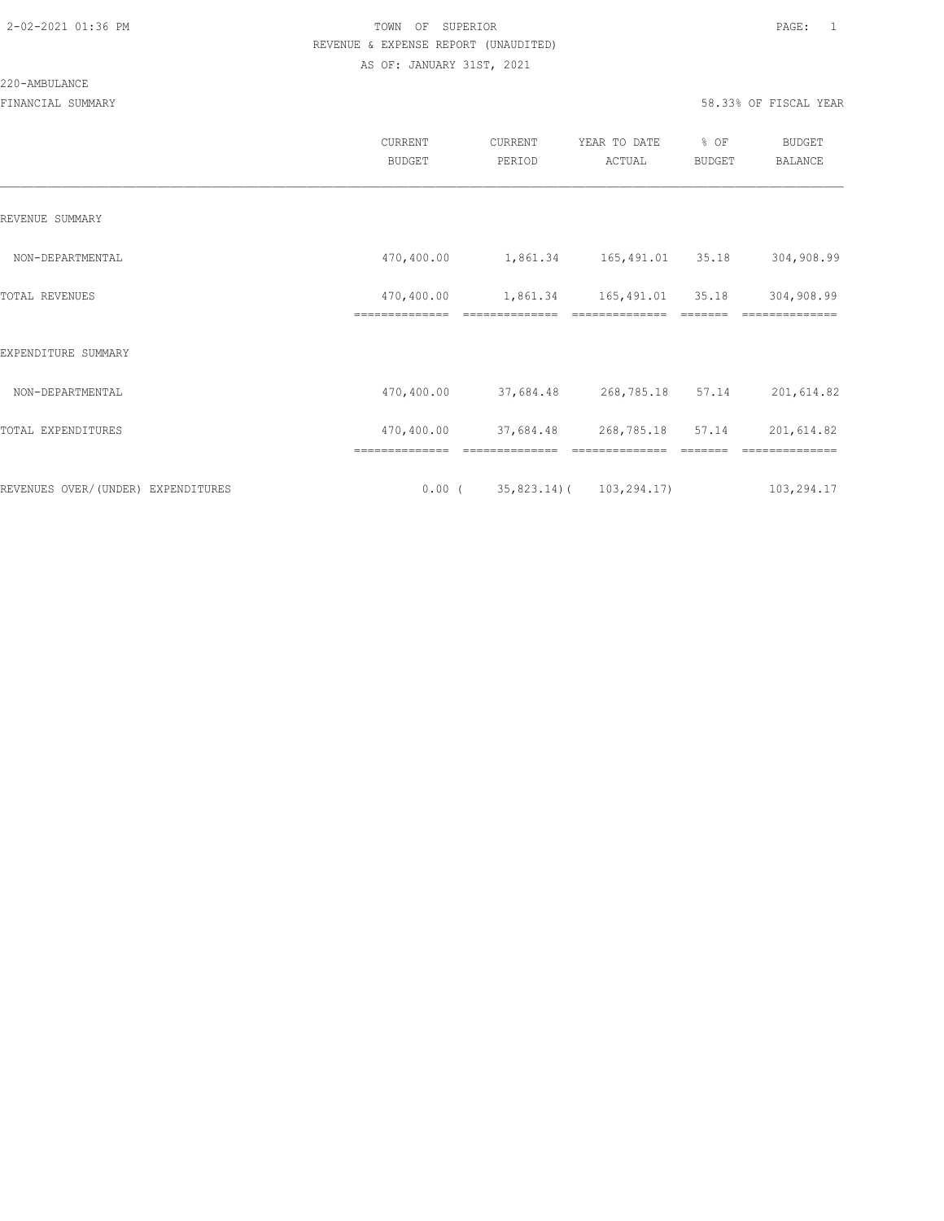2-02-2021 01:36 PM

TOWN OF SUPERIOR
REVENUE & EXPENSE REPORT (UNAUDITED)
AS OF: JANUARY 31ST, 2021

220-AMBULANCE

FINANCIAL SUMMARY

58.33% OF FISCAL YEAR

| | CURRENT BUDGET | CURRENT PERIOD | YEAR TO DATE ACTUAL | % OF BUDGET | BUDGET BALANCE |
|---|---|---|---|---|---|
| REVENUE SUMMARY | | | | | |
| NON-DEPARTMENTAL | 470,400.00 | 1,861.34 | 165,491.01 | 35.18 | 304,908.99 |
| TOTAL REVENUES | 470,400.00 | 1,861.34 | 165,491.01 | 35.18 | 304,908.99 |
| EXPENDITURE SUMMARY | | | | | |
| NON-DEPARTMENTAL | 470,400.00 | 37,684.48 | 268,785.18 | 57.14 | 201,614.82 |
| TOTAL EXPENDITURES | 470,400.00 | 37,684.48 | 268,785.18 | 57.14 | 201,614.82 |
| REVENUES OVER/(UNDER) EXPENDITURES | 0.00 | ( 35,823.14) | ( 103,294.17) | | 103,294.17 |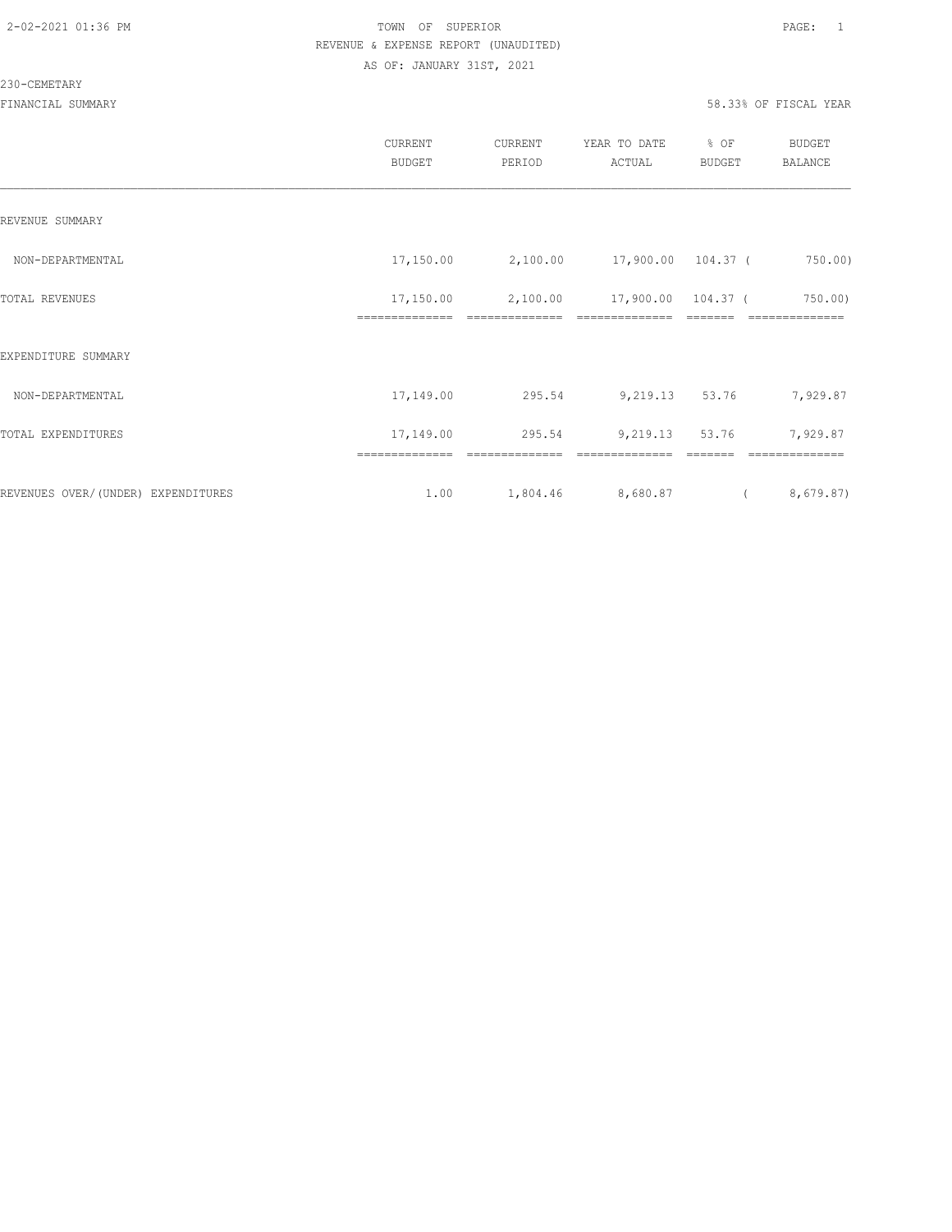TOWN OF SUPERIOR

REVENUE & EXPENSE REPORT (UNAUDITED)

AS OF: JANUARY 31ST, 2021

230-CEMETARY

FINANCIAL SUMMARY — 58.33% OF FISCAL YEAR

| | CURRENT BUDGET | CURRENT PERIOD | YEAR TO DATE ACTUAL | % OF BUDGET | BUDGET BALANCE |
|---|---|---|---|---|---|
| REVENUE SUMMARY | | | | | |
| NON-DEPARTMENTAL | 17,150.00 | 2,100.00 | 17,900.00 | 104.37 | ( 750.00) |
| TOTAL REVENUES | 17,150.00 | 2,100.00 | 17,900.00 | 104.37 | ( 750.00) |
| EXPENDITURE SUMMARY | | | | | |
| NON-DEPARTMENTAL | 17,149.00 | 295.54 | 9,219.13 | 53.76 | 7,929.87 |
| TOTAL EXPENDITURES | 17,149.00 | 295.54 | 9,219.13 | 53.76 | 7,929.87 |
| REVENUES OVER/(UNDER) EXPENDITURES | 1.00 | 1,804.46 | 8,680.87 | | ( 8,679.87) |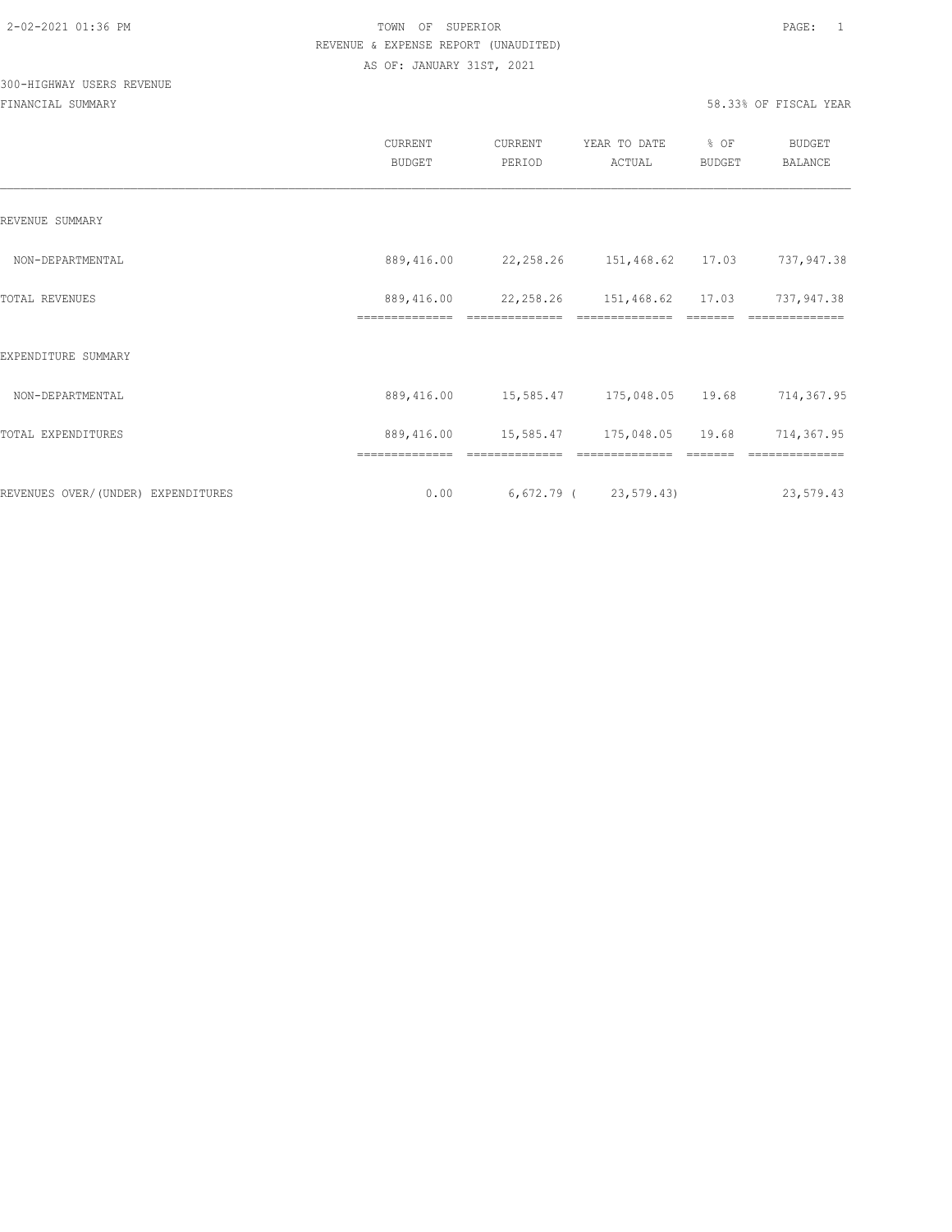TOWN OF SUPERIOR

REVENUE & EXPENSE REPORT (UNAUDITED)

AS OF: JANUARY 31ST, 2021

300-HIGHWAY USERS REVENUE

FINANCIAL SUMMARY

58.33% OF FISCAL YEAR

| | CURRENT BUDGET | CURRENT PERIOD | YEAR TO DATE ACTUAL | % OF BUDGET | BUDGET BALANCE |
|---|---|---|---|---|---|
| REVENUE SUMMARY | | | | | |
| NON-DEPARTMENTAL | 889,416.00 | 22,258.26 | 151,468.62 | 17.03 | 737,947.38 |
| TOTAL REVENUES | 889,416.00 | 22,258.26 | 151,468.62 | 17.03 | 737,947.38 |
| EXPENDITURE SUMMARY | | | | | |
| NON-DEPARTMENTAL | 889,416.00 | 15,585.47 | 175,048.05 | 19.68 | 714,367.95 |
| TOTAL EXPENDITURES | 889,416.00 | 15,585.47 | 175,048.05 | 19.68 | 714,367.95 |
| REVENUES OVER/(UNDER) EXPENDITURES | 0.00 | 6,672.79 | ( 23,579.43) | | 23,579.43 |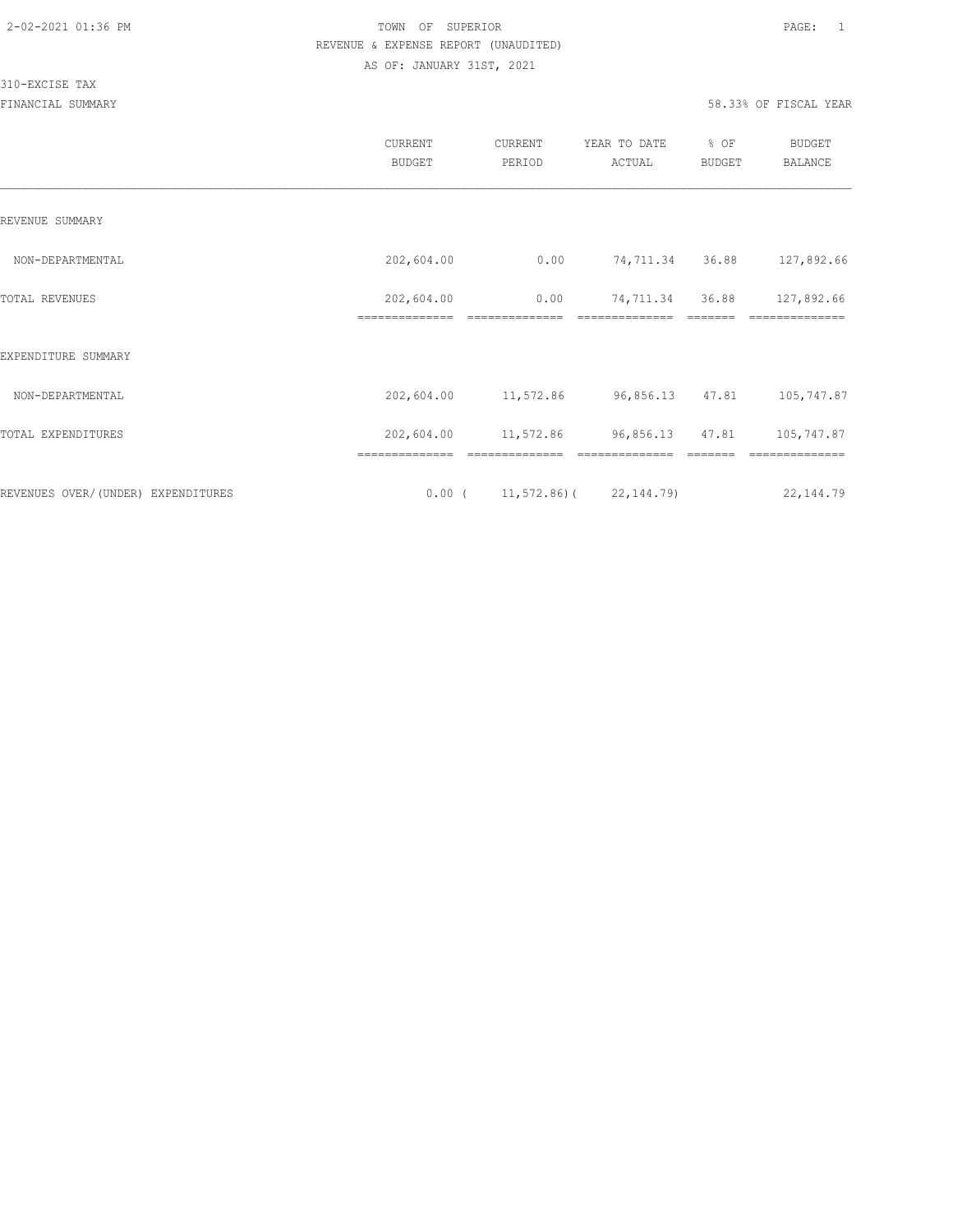TOWN OF SUPERIOR

REVENUE & EXPENSE REPORT (UNAUDITED)

AS OF: JANUARY 31ST, 2021

310-EXCISE TAX

FINANCIAL SUMMARY

58.33% OF FISCAL YEAR

| | CURRENT BUDGET | CURRENT PERIOD | YEAR TO DATE ACTUAL | % OF BUDGET | BUDGET BALANCE |
|---|---|---|---|---|---|
| REVENUE SUMMARY | | | | | |
| NON-DEPARTMENTAL | 202,604.00 | 0.00 | 74,711.34 | 36.88 | 127,892.66 |
| TOTAL REVENUES | 202,604.00 | 0.00 | 74,711.34 | 36.88 | 127,892.66 |
| EXPENDITURE SUMMARY | | | | | |
| NON-DEPARTMENTAL | 202,604.00 | 11,572.86 | 96,856.13 | 47.81 | 105,747.87 |
| TOTAL EXPENDITURES | 202,604.00 | 11,572.86 | 96,856.13 | 47.81 | 105,747.87 |
| REVENUES OVER/(UNDER) EXPENDITURES | 0.00 | ( 11,572.86) | ( 22,144.79) | | 22,144.79 |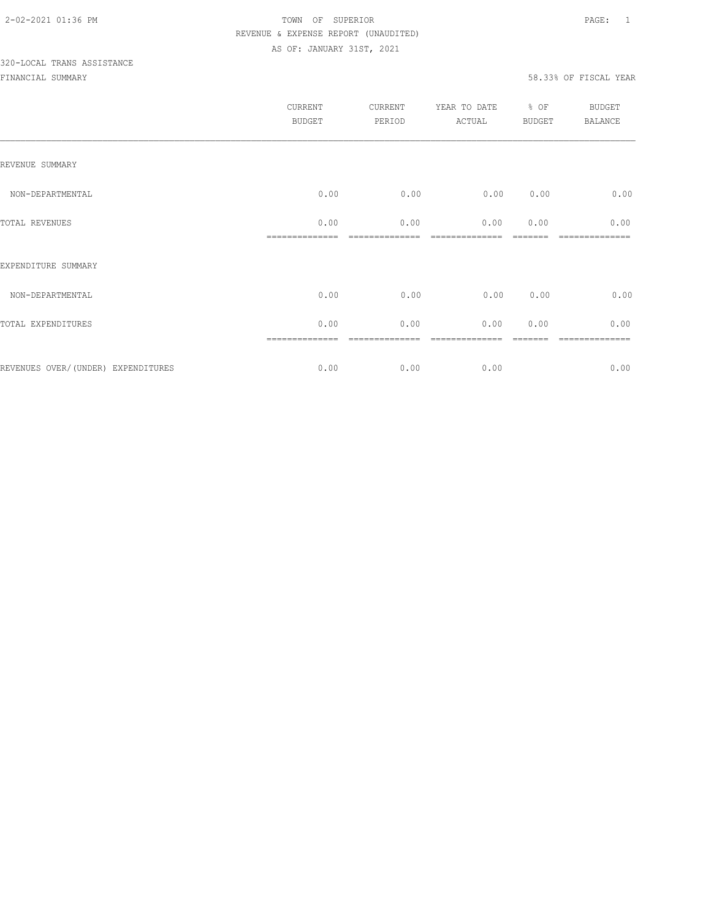2-02-2021 01:36 PM

TOWN OF SUPERIOR

REVENUE & EXPENSE REPORT (UNAUDITED)

AS OF: JANUARY 31ST, 2021

320-LOCAL TRANS ASSISTANCE

FINANCIAL SUMMARY

58.33% OF FISCAL YEAR

| | CURRENT BUDGET | CURRENT PERIOD | YEAR TO DATE ACTUAL | % OF BUDGET | BUDGET BALANCE |
|---|---|---|---|---|---|
| REVENUE SUMMARY | | | | | |
| NON-DEPARTMENTAL | 0.00 | 0.00 | 0.00 | 0.00 | 0.00 |
| TOTAL REVENUES | 0.00 | 0.00 | 0.00 | 0.00 | 0.00 |
| EXPENDITURE SUMMARY | | | | | |
| NON-DEPARTMENTAL | 0.00 | 0.00 | 0.00 | 0.00 | 0.00 |
| TOTAL EXPENDITURES | 0.00 | 0.00 | 0.00 | 0.00 | 0.00 |
| REVENUES OVER/(UNDER) EXPENDITURES | 0.00 | 0.00 | 0.00 | | 0.00 |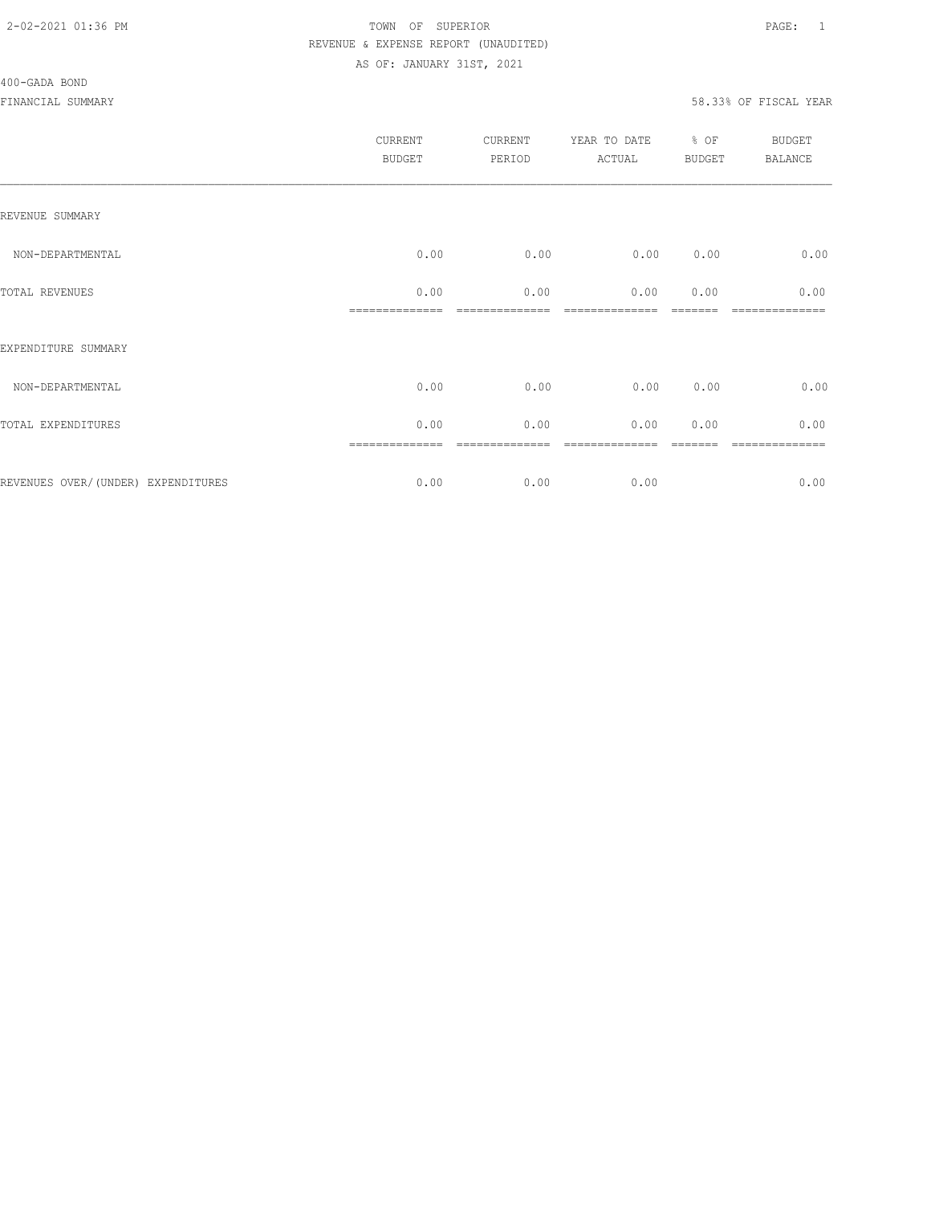TOWN OF SUPERIOR
REVENUE & EXPENSE REPORT (UNAUDITED)
AS OF: JANUARY 31ST, 2021

400-GADA BOND

FINANCIAL SUMMARY — 58.33% OF FISCAL YEAR

| | CURRENT BUDGET | CURRENT PERIOD | YEAR TO DATE ACTUAL | % OF BUDGET | BUDGET BALANCE |
|---|---|---|---|---|---|
| REVENUE SUMMARY | | | | | |
| NON-DEPARTMENTAL | 0.00 | 0.00 | 0.00 | 0.00 | 0.00 |
| TOTAL REVENUES | 0.00 | 0.00 | 0.00 | 0.00 | 0.00 |
| EXPENDITURE SUMMARY | | | | | |
| NON-DEPARTMENTAL | 0.00 | 0.00 | 0.00 | 0.00 | 0.00 |
| TOTAL EXPENDITURES | 0.00 | 0.00 | 0.00 | 0.00 | 0.00 |
| REVENUES OVER/(UNDER) EXPENDITURES | 0.00 | 0.00 | 0.00 | | 0.00 |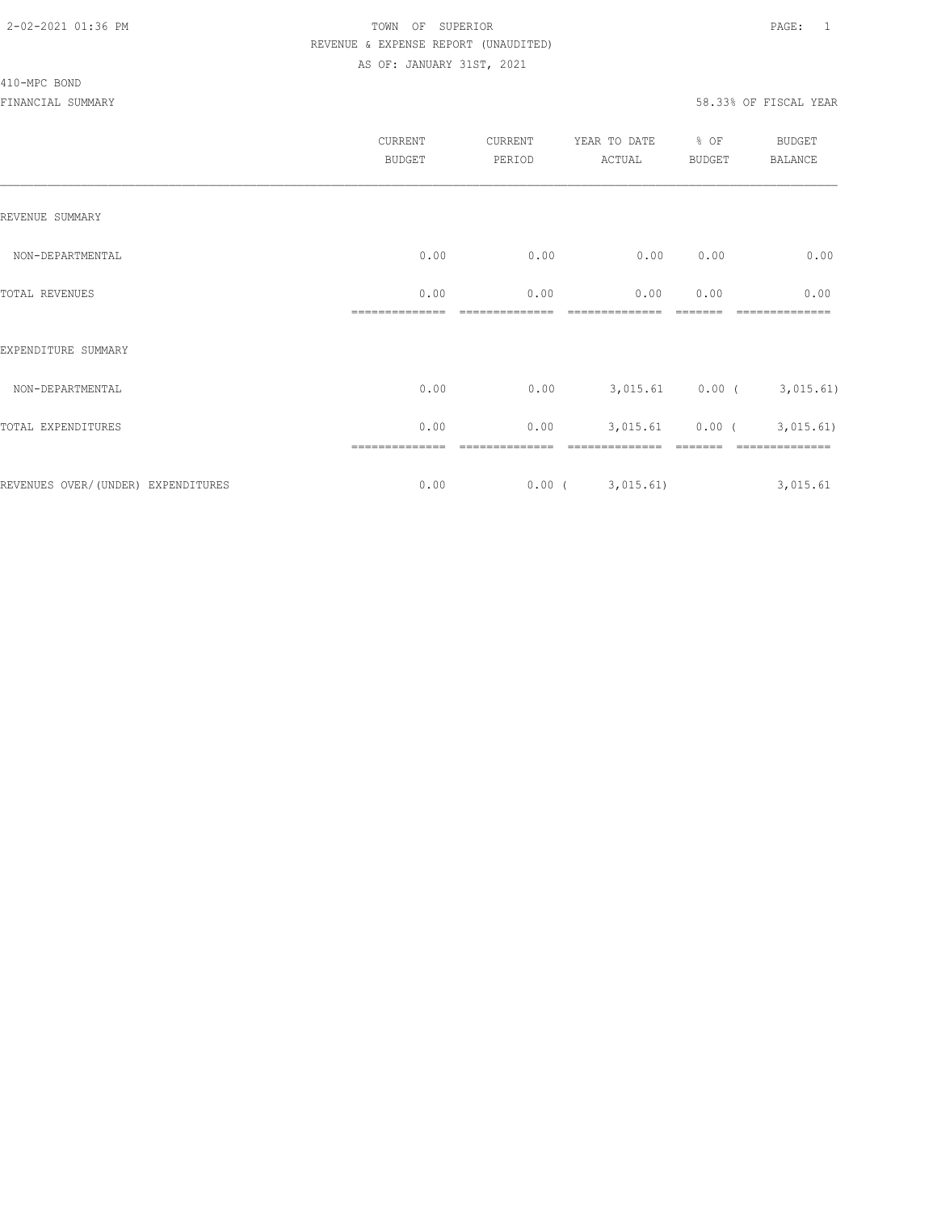TOWN OF SUPERIOR

REVENUE & EXPENSE REPORT (UNAUDITED)

AS OF: JANUARY 31ST, 2021

410-MPC BOND

FINANCIAL SUMMARY

58.33% OF FISCAL YEAR

| | CURRENT BUDGET | CURRENT PERIOD | YEAR TO DATE ACTUAL | % OF BUDGET | BUDGET BALANCE |
|---|---|---|---|---|---|
| REVENUE SUMMARY | | | | | |
| NON-DEPARTMENTAL | 0.00 | 0.00 | 0.00 | 0.00 | 0.00 |
| TOTAL REVENUES | 0.00 | 0.00 | 0.00 | 0.00 | 0.00 |
| EXPENDITURE SUMMARY | | | | | |
| NON-DEPARTMENTAL | 0.00 | 0.00 | 3,015.61 | 0.00 | ( 3,015.61) |
| TOTAL EXPENDITURES | 0.00 | 0.00 | 3,015.61 | 0.00 | ( 3,015.61) |
| REVENUES OVER/(UNDER) EXPENDITURES | 0.00 | 0.00 | ( 3,015.61) | | 3,015.61 |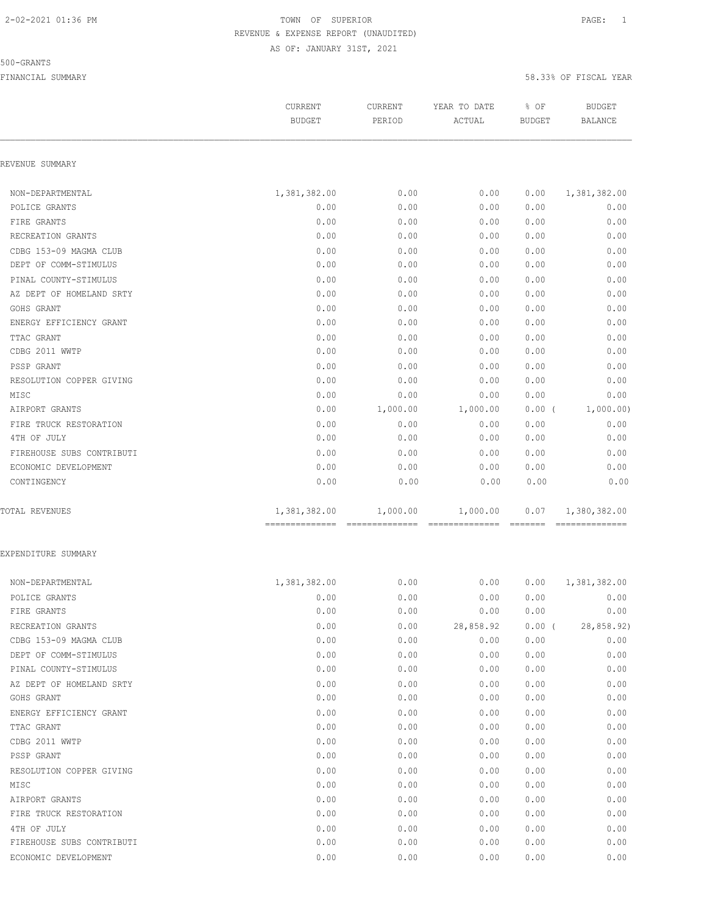TOWN OF SUPERIOR
REVENUE & EXPENSE REPORT (UNAUDITED)
AS OF: JANUARY 31ST, 2021

500-GRANTS

FINANCIAL SUMMARY — 58.33% OF FISCAL YEAR

| | CURRENT BUDGET | CURRENT PERIOD | YEAR TO DATE ACTUAL | % OF BUDGET | BUDGET BALANCE |
|---|---|---|---|---|---|
| **REVENUE SUMMARY** | | | | | |
| NON-DEPARTMENTAL | 1,381,382.00 | 0.00 | 0.00 | 0.00 | 1,381,382.00 |
| POLICE GRANTS | 0.00 | 0.00 | 0.00 | 0.00 | 0.00 |
| FIRE GRANTS | 0.00 | 0.00 | 0.00 | 0.00 | 0.00 |
| RECREATION GRANTS | 0.00 | 0.00 | 0.00 | 0.00 | 0.00 |
| CDBG 153-09 MAGMA CLUB | 0.00 | 0.00 | 0.00 | 0.00 | 0.00 |
| DEPT OF COMM-STIMULUS | 0.00 | 0.00 | 0.00 | 0.00 | 0.00 |
| PINAL COUNTY-STIMULUS | 0.00 | 0.00 | 0.00 | 0.00 | 0.00 |
| AZ DEPT OF HOMELAND SRTY | 0.00 | 0.00 | 0.00 | 0.00 | 0.00 |
| GOHS GRANT | 0.00 | 0.00 | 0.00 | 0.00 | 0.00 |
| ENERGY EFFICIENCY GRANT | 0.00 | 0.00 | 0.00 | 0.00 | 0.00 |
| TTAC GRANT | 0.00 | 0.00 | 0.00 | 0.00 | 0.00 |
| CDBG 2011 WWTP | 0.00 | 0.00 | 0.00 | 0.00 | 0.00 |
| PSSP GRANT | 0.00 | 0.00 | 0.00 | 0.00 | 0.00 |
| RESOLUTION COPPER GIVING | 0.00 | 0.00 | 0.00 | 0.00 | 0.00 |
| MISC | 0.00 | 0.00 | 0.00 | 0.00 | 0.00 |
| AIRPORT GRANTS | 0.00 | 1,000.00 | 1,000.00 | 0.00 ( | 1,000.00) |
| FIRE TRUCK RESTORATION | 0.00 | 0.00 | 0.00 | 0.00 | 0.00 |
| 4TH OF JULY | 0.00 | 0.00 | 0.00 | 0.00 | 0.00 |
| FIREHOUSE SUBS CONTRIBUTI | 0.00 | 0.00 | 0.00 | 0.00 | 0.00 |
| ECONOMIC DEVELOPMENT | 0.00 | 0.00 | 0.00 | 0.00 | 0.00 |
| CONTINGENCY | 0.00 | 0.00 | 0.00 | 0.00 | 0.00 |
| TOTAL REVENUES | 1,381,382.00 | 1,000.00 | 1,000.00 | 0.07 | 1,380,382.00 |
| **EXPENDITURE SUMMARY** | | | | | |
| NON-DEPARTMENTAL | 1,381,382.00 | 0.00 | 0.00 | 0.00 | 1,381,382.00 |
| POLICE GRANTS | 0.00 | 0.00 | 0.00 | 0.00 | 0.00 |
| FIRE GRANTS | 0.00 | 0.00 | 0.00 | 0.00 | 0.00 |
| RECREATION GRANTS | 0.00 | 0.00 | 28,858.92 | 0.00 ( | 28,858.92) |
| CDBG 153-09 MAGMA CLUB | 0.00 | 0.00 | 0.00 | 0.00 | 0.00 |
| DEPT OF COMM-STIMULUS | 0.00 | 0.00 | 0.00 | 0.00 | 0.00 |
| PINAL COUNTY-STIMULUS | 0.00 | 0.00 | 0.00 | 0.00 | 0.00 |
| AZ DEPT OF HOMELAND SRTY | 0.00 | 0.00 | 0.00 | 0.00 | 0.00 |
| GOHS GRANT | 0.00 | 0.00 | 0.00 | 0.00 | 0.00 |
| ENERGY EFFICIENCY GRANT | 0.00 | 0.00 | 0.00 | 0.00 | 0.00 |
| TTAC GRANT | 0.00 | 0.00 | 0.00 | 0.00 | 0.00 |
| CDBG 2011 WWTP | 0.00 | 0.00 | 0.00 | 0.00 | 0.00 |
| PSSP GRANT | 0.00 | 0.00 | 0.00 | 0.00 | 0.00 |
| RESOLUTION COPPER GIVING | 0.00 | 0.00 | 0.00 | 0.00 | 0.00 |
| MISC | 0.00 | 0.00 | 0.00 | 0.00 | 0.00 |
| AIRPORT GRANTS | 0.00 | 0.00 | 0.00 | 0.00 | 0.00 |
| FIRE TRUCK RESTORATION | 0.00 | 0.00 | 0.00 | 0.00 | 0.00 |
| 4TH OF JULY | 0.00 | 0.00 | 0.00 | 0.00 | 0.00 |
| FIREHOUSE SUBS CONTRIBUTI | 0.00 | 0.00 | 0.00 | 0.00 | 0.00 |
| ECONOMIC DEVELOPMENT | 0.00 | 0.00 | 0.00 | 0.00 | 0.00 |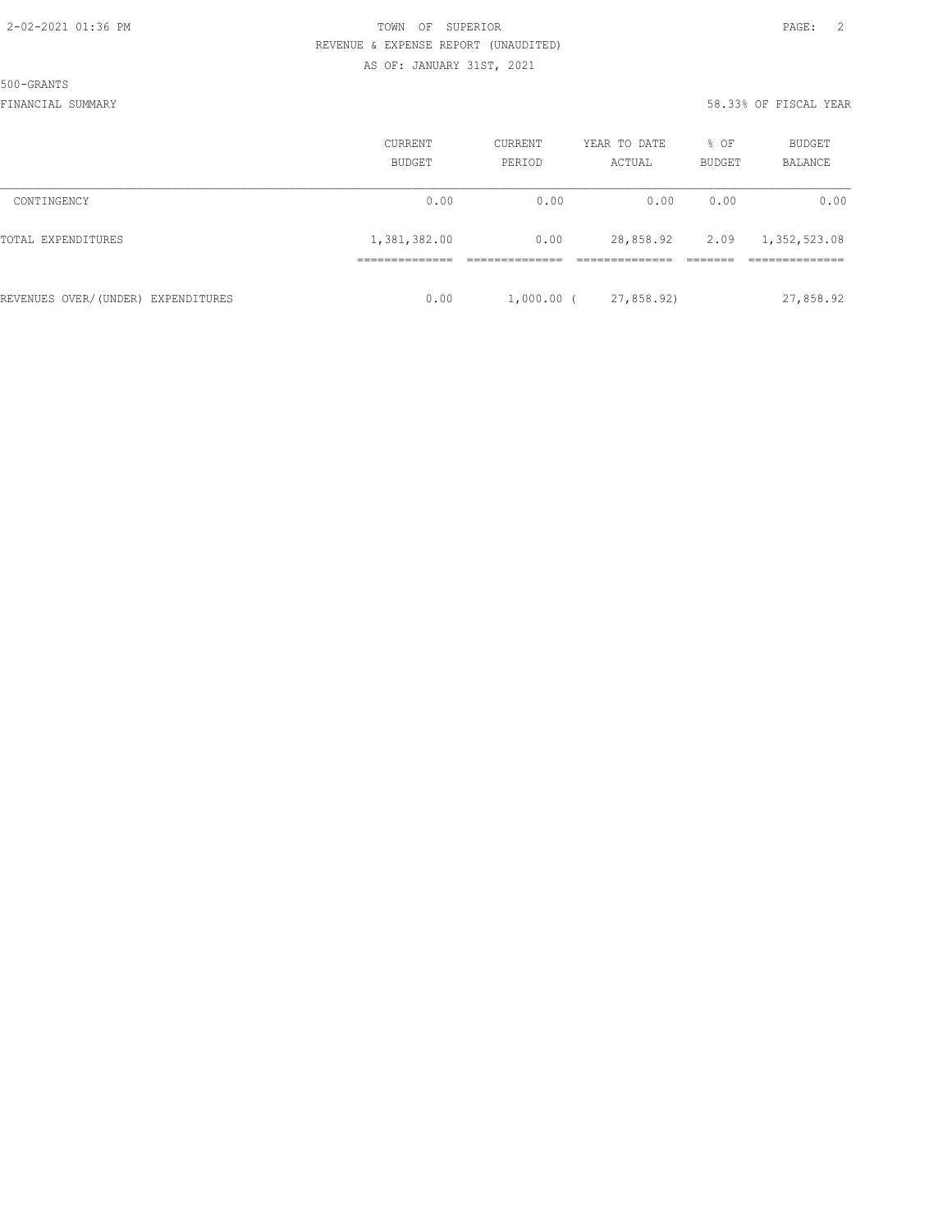500-GRANTS

FINANCIAL SUMMARY 58.33% OF FISCAL YEAR

| | CURRENT BUDGET | CURRENT PERIOD | YEAR TO DATE ACTUAL | % OF BUDGET | BUDGET BALANCE |
|---|---|---|---|---|---|
| CONTINGENCY | 0.00 | 0.00 | 0.00 | 0.00 | 0.00 |
| TOTAL EXPENDITURES | 1,381,382.00 | 0.00 | 28,858.92 | 2.09 | 1,352,523.08 |
| REVENUES OVER/(UNDER) EXPENDITURES | 0.00 | 1,000.00 | (27,858.92) | | 27,858.92 |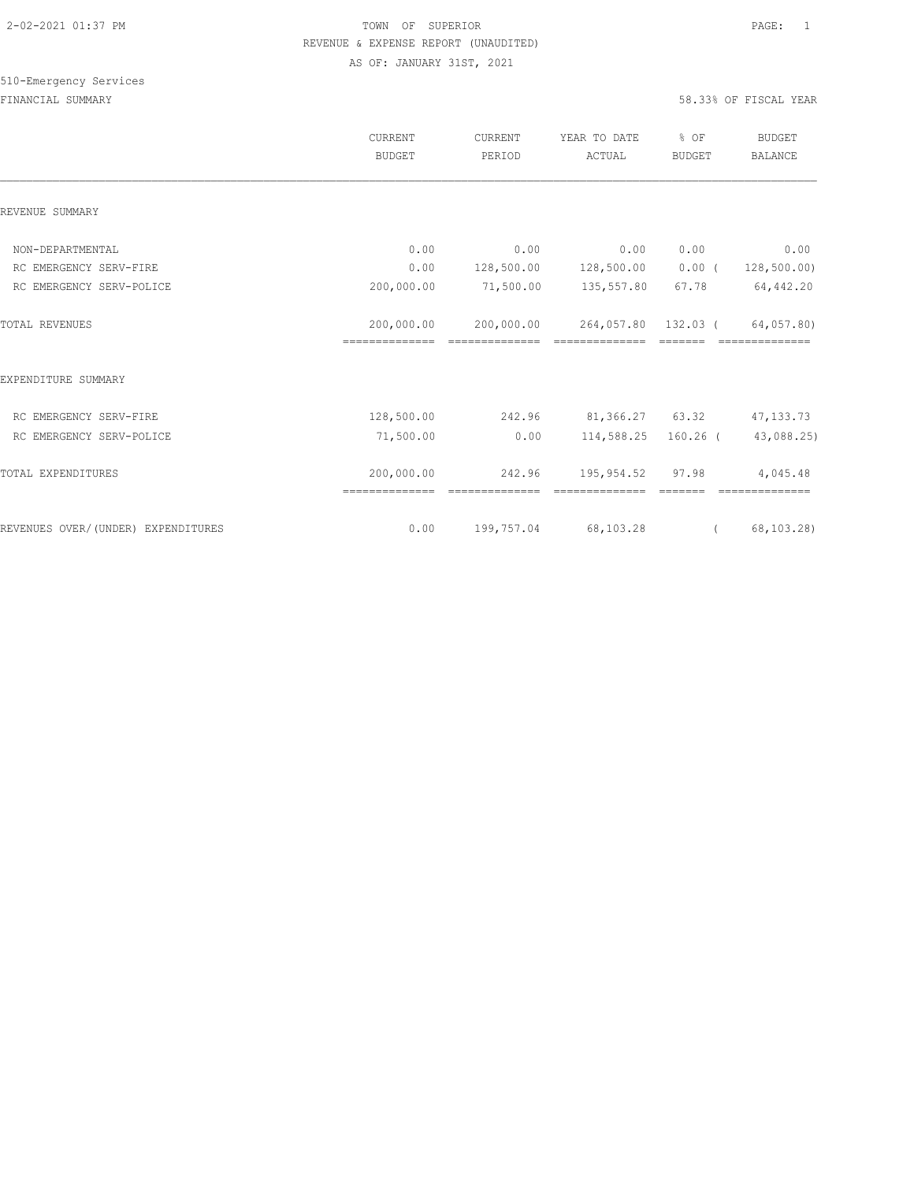TOWN OF SUPERIOR
REVENUE & EXPENSE REPORT (UNAUDITED)
AS OF: JANUARY 31ST, 2021

510-Emergency Services

FINANCIAL SUMMARY — 58.33% OF FISCAL YEAR

| | CURRENT BUDGET | CURRENT PERIOD | YEAR TO DATE ACTUAL | % OF BUDGET | BUDGET BALANCE |
|---|---|---|---|---|---|
| REVENUE SUMMARY | | | | | |
| NON-DEPARTMENTAL | 0.00 | 0.00 | 0.00 | 0.00 | 0.00 |
| RC EMERGENCY SERV-FIRE | 0.00 | 128,500.00 | 128,500.00 | 0.00 | (128,500.00) |
| RC EMERGENCY SERV-POLICE | 200,000.00 | 71,500.00 | 135,557.80 | 67.78 | 64,442.20 |
| TOTAL REVENUES | 200,000.00 | 200,000.00 | 264,057.80 | 132.03 | (64,057.80) |
| EXPENDITURE SUMMARY | | | | | |
| RC EMERGENCY SERV-FIRE | 128,500.00 | 242.96 | 81,366.27 | 63.32 | 47,133.73 |
| RC EMERGENCY SERV-POLICE | 71,500.00 | 0.00 | 114,588.25 | 160.26 | (43,088.25) |
| TOTAL EXPENDITURES | 200,000.00 | 242.96 | 195,954.52 | 97.98 | 4,045.48 |
| REVENUES OVER/(UNDER) EXPENDITURES | 0.00 | 199,757.04 | 68,103.28 | | (68,103.28) |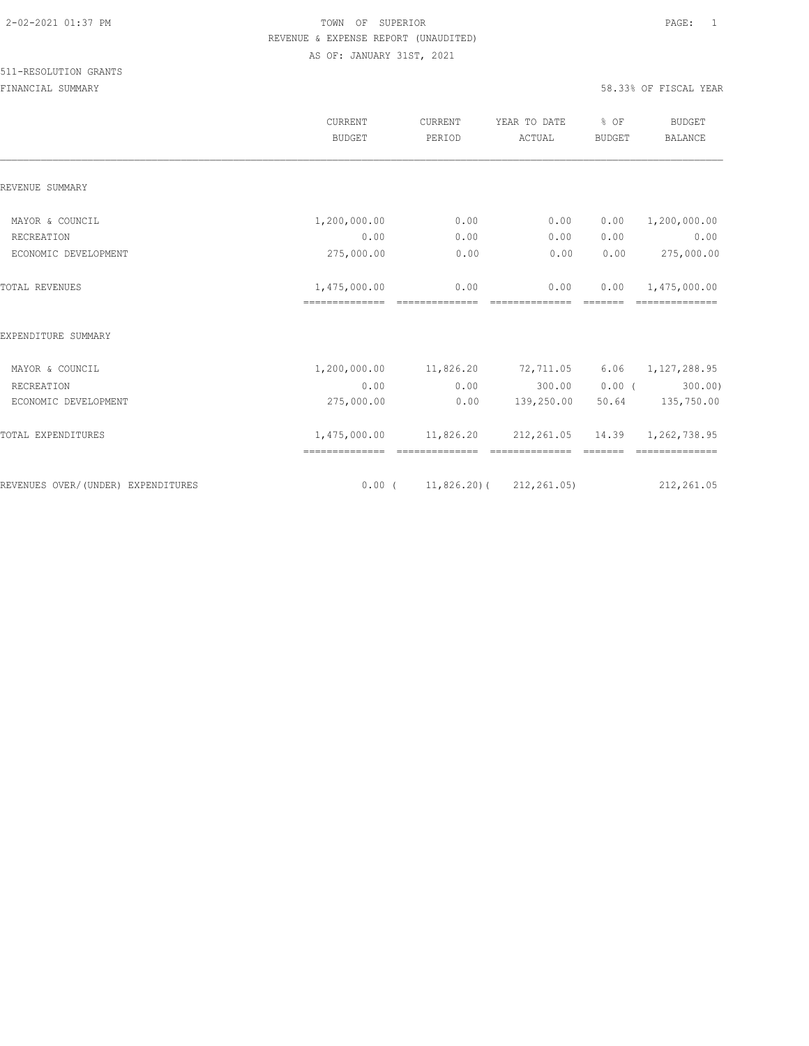TOWN OF SUPERIOR
REVENUE & EXPENSE REPORT (UNAUDITED)
AS OF: JANUARY 31ST, 2021

511-RESOLUTION GRANTS

FINANCIAL SUMMARY — 58.33% OF FISCAL YEAR

| | CURRENT BUDGET | CURRENT PERIOD | YEAR TO DATE ACTUAL | % OF BUDGET | BUDGET BALANCE |
|---|---|---|---|---|---|
| REVENUE SUMMARY | | | | | |
| MAYOR & COUNCIL | 1,200,000.00 | 0.00 | 0.00 | 0.00 | 1,200,000.00 |
| RECREATION | 0.00 | 0.00 | 0.00 | 0.00 | 0.00 |
| ECONOMIC DEVELOPMENT | 275,000.00 | 0.00 | 0.00 | 0.00 | 275,000.00 |
| TOTAL REVENUES | 1,475,000.00 | 0.00 | 0.00 | 0.00 | 1,475,000.00 |
| EXPENDITURE SUMMARY | | | | | |
| MAYOR & COUNCIL | 1,200,000.00 | 11,826.20 | 72,711.05 | 6.06 | 1,127,288.95 |
| RECREATION | 0.00 | 0.00 | 300.00 | 0.00 | (300.00) |
| ECONOMIC DEVELOPMENT | 275,000.00 | 0.00 | 139,250.00 | 50.64 | 135,750.00 |
| TOTAL EXPENDITURES | 1,475,000.00 | 11,826.20 | 212,261.05 | 14.39 | 1,262,738.95 |
| REVENUES OVER/(UNDER) EXPENDITURES | 0.00 | (11,826.20) | (212,261.05) | | 212,261.05 |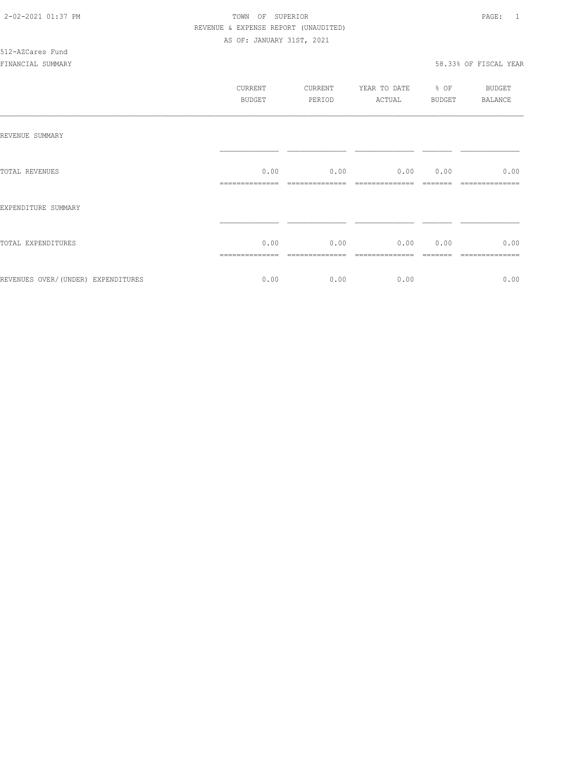TOWN OF SUPERIOR
REVENUE & EXPENSE REPORT (UNAUDITED)
AS OF: JANUARY 31ST, 2021

512-AZCares Fund

FINANCIAL SUMMARY 58.33% OF FISCAL YEAR

| | CURRENT BUDGET | CURRENT PERIOD | YEAR TO DATE ACTUAL | % OF BUDGET | BUDGET BALANCE |
|---|---|---|---|---|---|
| REVENUE SUMMARY | | | | | |
| TOTAL REVENUES | 0.00 | 0.00 | 0.00 | 0.00 | 0.00 |
| EXPENDITURE SUMMARY | | | | | |
| TOTAL EXPENDITURES | 0.00 | 0.00 | 0.00 | 0.00 | 0.00 |
| REVENUES OVER/(UNDER) EXPENDITURES | 0.00 | 0.00 | 0.00 | | 0.00 |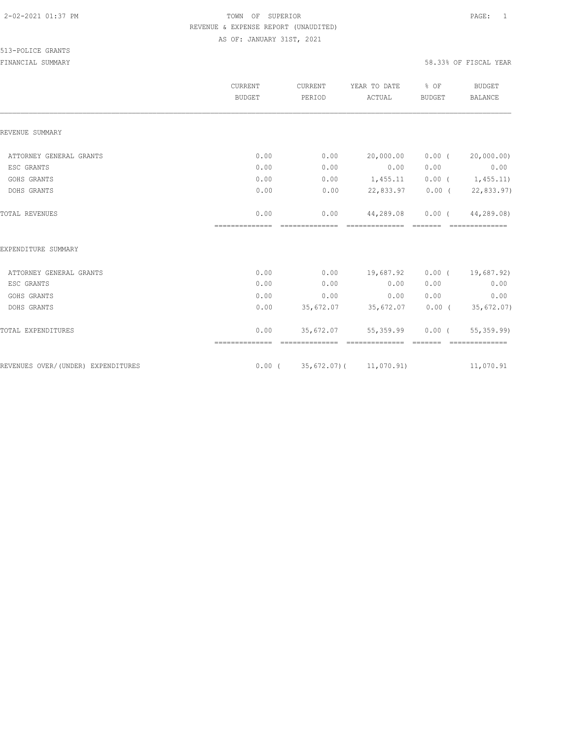TOWN OF SUPERIOR
REVENUE & EXPENSE REPORT (UNAUDITED)
AS OF: JANUARY 31ST, 2021

513-POLICE GRANTS
FINANCIAL SUMMARY 58.33% OF FISCAL YEAR

| | CURRENT BUDGET | CURRENT PERIOD | YEAR TO DATE ACTUAL | % OF BUDGET | BUDGET BALANCE |
|---|---|---|---|---|---|
| REVENUE SUMMARY | | | | | |
| ATTORNEY GENERAL GRANTS | 0.00 | 0.00 | 20,000.00 | 0.00 ( | 20,000.00) |
| ESC GRANTS | 0.00 | 0.00 | 0.00 | 0.00 | 0.00 |
| GOHS GRANTS | 0.00 | 0.00 | 1,455.11 | 0.00 ( | 1,455.11) |
| DOHS GRANTS | 0.00 | 0.00 | 22,833.97 | 0.00 ( | 22,833.97) |
| TOTAL REVENUES | 0.00 | 0.00 | 44,289.08 | 0.00 ( | 44,289.08) |
| EXPENDITURE SUMMARY | | | | | |
| ATTORNEY GENERAL GRANTS | 0.00 | 0.00 | 19,687.92 | 0.00 ( | 19,687.92) |
| ESC GRANTS | 0.00 | 0.00 | 0.00 | 0.00 | 0.00 |
| GOHS GRANTS | 0.00 | 0.00 | 0.00 | 0.00 | 0.00 |
| DOHS GRANTS | 0.00 | 35,672.07 | 35,672.07 | 0.00 ( | 35,672.07) |
| TOTAL EXPENDITURES | 0.00 | 35,672.07 | 55,359.99 | 0.00 ( | 55,359.99) |
| REVENUES OVER/(UNDER) EXPENDITURES | 0.00 ( | 35,672.07)( | 11,070.91) | | 11,070.91 |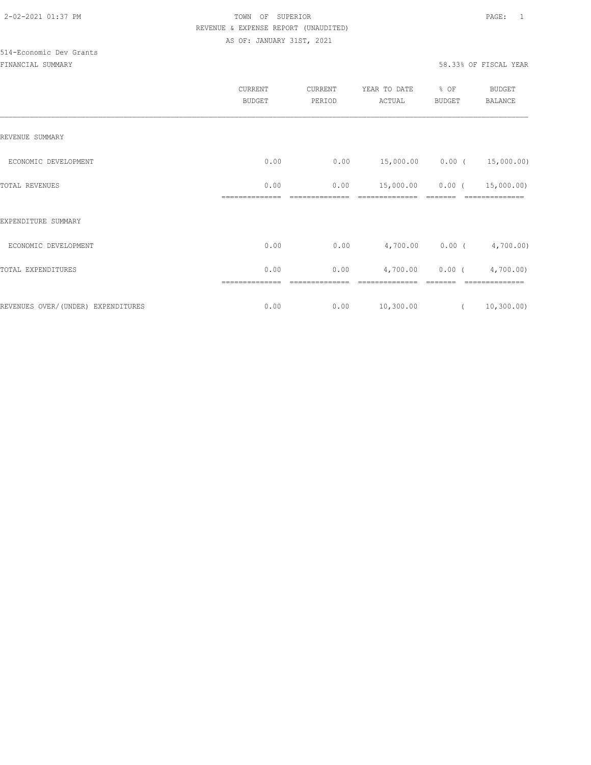TOWN OF SUPERIOR
REVENUE & EXPENSE REPORT (UNAUDITED)
AS OF: JANUARY 31ST, 2021

514-Economic Dev Grants

FINANCIAL SUMMARY — 58.33% OF FISCAL YEAR

| | CURRENT BUDGET | CURRENT PERIOD | YEAR TO DATE ACTUAL | % OF BUDGET | BUDGET BALANCE |
|---|---|---|---|---|---|
| **REVENUE SUMMARY** | | | | | |
| ECONOMIC DEVELOPMENT | 0.00 | 0.00 | 15,000.00 | 0.00 | ( 15,000.00) |
| TOTAL REVENUES | 0.00 | 0.00 | 15,000.00 | 0.00 | ( 15,000.00) |
| **EXPENDITURE SUMMARY** | | | | | |
| ECONOMIC DEVELOPMENT | 0.00 | 0.00 | 4,700.00 | 0.00 | ( 4,700.00) |
| TOTAL EXPENDITURES | 0.00 | 0.00 | 4,700.00 | 0.00 | ( 4,700.00) |
| REVENUES OVER/(UNDER) EXPENDITURES | 0.00 | 0.00 | 10,300.00 | | ( 10,300.00) |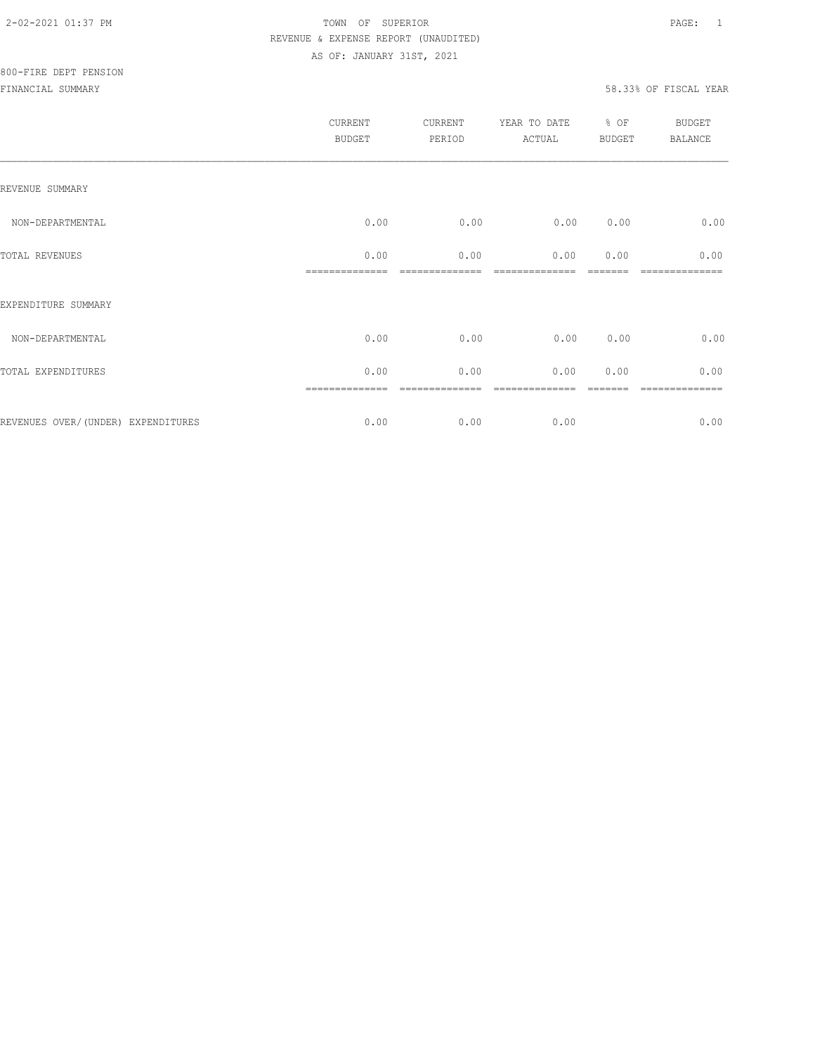2-02-2021 01:37 PM

TOWN OF SUPERIOR

REVENUE & EXPENSE REPORT (UNAUDITED)

AS OF: JANUARY 31ST, 2021

800-FIRE DEPT PENSION

FINANCIAL SUMMARY

58.33% OF FISCAL YEAR

| | CURRENT BUDGET | CURRENT PERIOD | YEAR TO DATE ACTUAL | % OF BUDGET | BUDGET BALANCE |
|---|---|---|---|---|---|
| REVENUE SUMMARY | | | | | |
| NON-DEPARTMENTAL | 0.00 | 0.00 | 0.00 | 0.00 | 0.00 |
| TOTAL REVENUES | 0.00 | 0.00 | 0.00 | 0.00 | 0.00 |
| EXPENDITURE SUMMARY | | | | | |
| NON-DEPARTMENTAL | 0.00 | 0.00 | 0.00 | 0.00 | 0.00 |
| TOTAL EXPENDITURES | 0.00 | 0.00 | 0.00 | 0.00 | 0.00 |
| REVENUES OVER/(UNDER) EXPENDITURES | 0.00 | 0.00 | 0.00 | | 0.00 |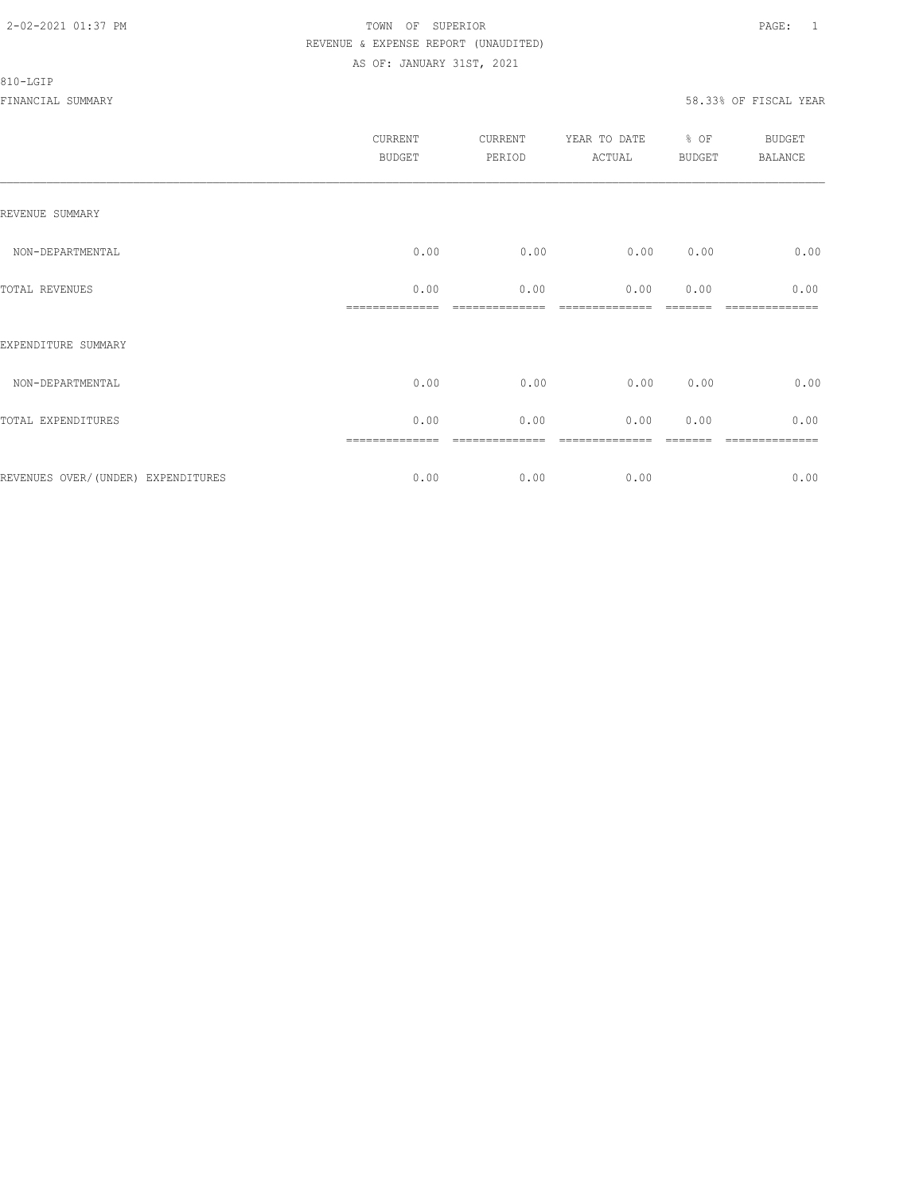TOWN OF SUPERIOR
REVENUE & EXPENSE REPORT (UNAUDITED)
AS OF: JANUARY 31ST, 2021

810-LGIP

FINANCIAL SUMMARY 58.33% OF FISCAL YEAR

| | CURRENT BUDGET | CURRENT PERIOD | YEAR TO DATE ACTUAL | % OF BUDGET | BUDGET BALANCE |
|---|---|---|---|---|---|
| REVENUE SUMMARY | | | | | |
| NON-DEPARTMENTAL | 0.00 | 0.00 | 0.00 | 0.00 | 0.00 |
| TOTAL REVENUES | 0.00 | 0.00 | 0.00 | 0.00 | 0.00 |
| EXPENDITURE SUMMARY | | | | | |
| NON-DEPARTMENTAL | 0.00 | 0.00 | 0.00 | 0.00 | 0.00 |
| TOTAL EXPENDITURES | 0.00 | 0.00 | 0.00 | 0.00 | 0.00 |
| REVENUES OVER/(UNDER) EXPENDITURES | 0.00 | 0.00 | 0.00 | | 0.00 |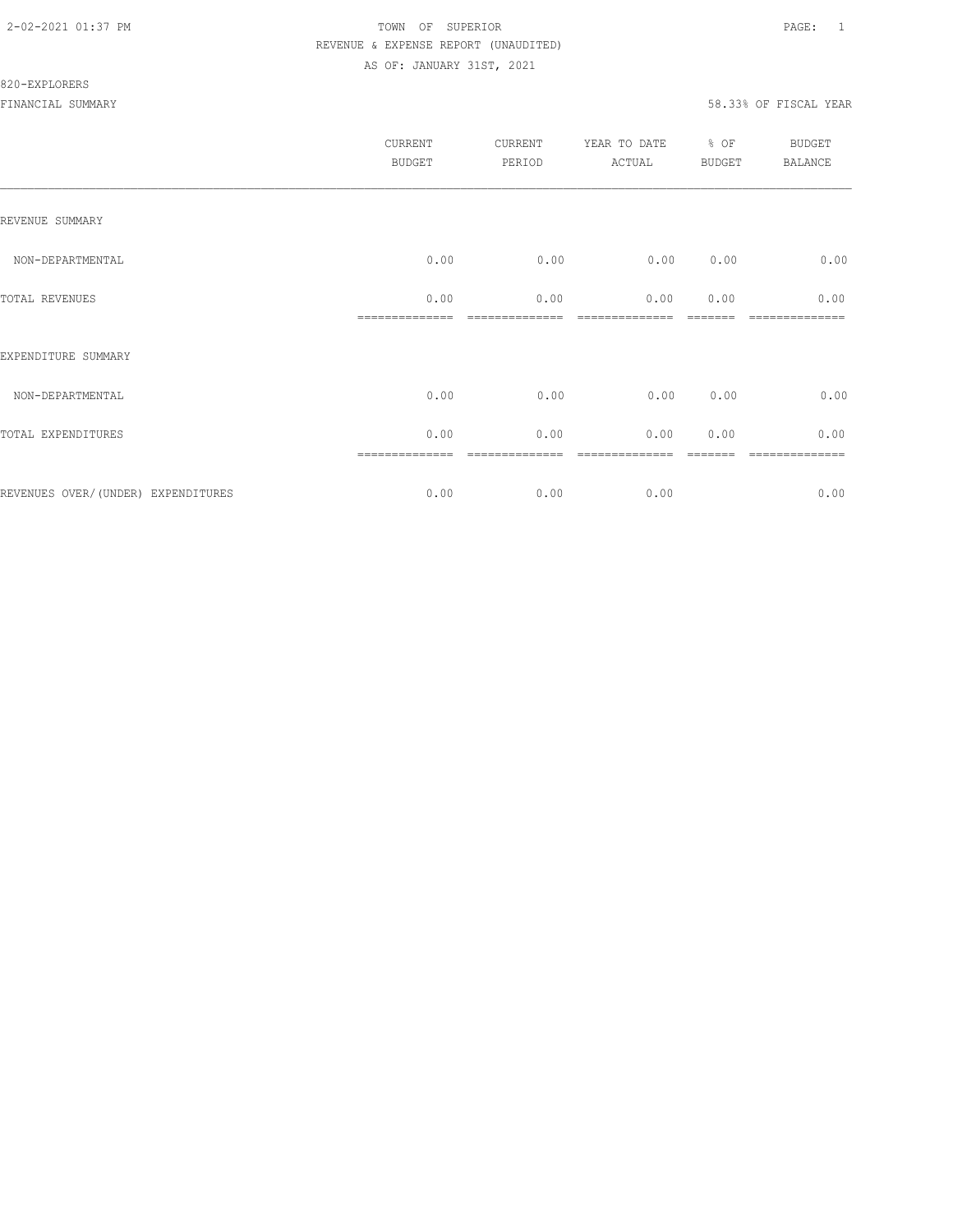TOWN OF SUPERIOR
REVENUE & EXPENSE REPORT (UNAUDITED)
AS OF: JANUARY 31ST, 2021

820-EXPLORERS

FINANCIAL SUMMARY — 58.33% OF FISCAL YEAR

| | CURRENT BUDGET | CURRENT PERIOD | YEAR TO DATE ACTUAL | % OF BUDGET | BUDGET BALANCE |
|---|---|---|---|---|---|
| REVENUE SUMMARY | | | | | |
| NON-DEPARTMENTAL | 0.00 | 0.00 | 0.00 | 0.00 | 0.00 |
| TOTAL REVENUES | 0.00 | 0.00 | 0.00 | 0.00 | 0.00 |
| EXPENDITURE SUMMARY | | | | | |
| NON-DEPARTMENTAL | 0.00 | 0.00 | 0.00 | 0.00 | 0.00 |
| TOTAL EXPENDITURES | 0.00 | 0.00 | 0.00 | 0.00 | 0.00 |
| REVENUES OVER/(UNDER) EXPENDITURES | 0.00 | 0.00 | 0.00 | | 0.00 |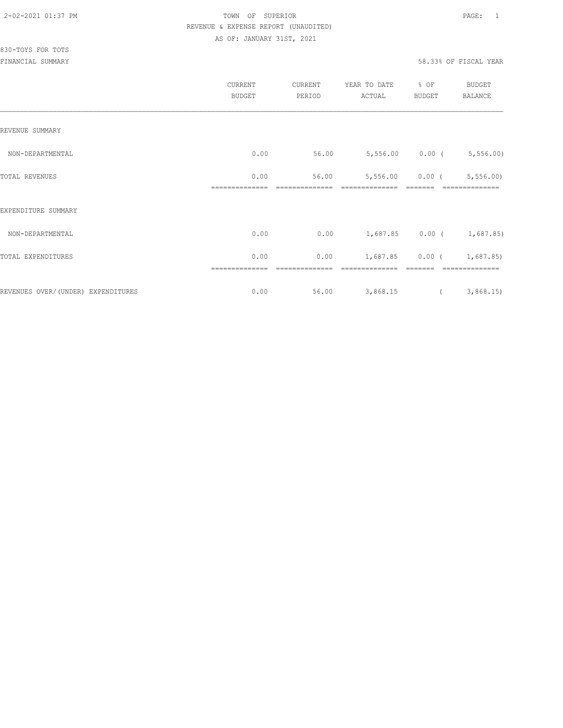TOWN OF SUPERIOR
REVENUE & EXPENSE REPORT (UNAUDITED)
AS OF: JANUARY 31ST, 2021

830-TOYS FOR TOTS
FINANCIAL SUMMARY

58.33% OF FISCAL YEAR

| | CURRENT BUDGET | CURRENT PERIOD | YEAR TO DATE ACTUAL | % OF BUDGET | BUDGET BALANCE |
|---|---|---|---|---|---|
| REVENUE SUMMARY | | | | | |
| NON-DEPARTMENTAL | 0.00 | 56.00 | 5,556.00 | 0.00 | ( 5,556.00) |
| TOTAL REVENUES | 0.00 | 56.00 | 5,556.00 | 0.00 | ( 5,556.00) |
| EXPENDITURE SUMMARY | | | | | |
| NON-DEPARTMENTAL | 0.00 | 0.00 | 1,687.85 | 0.00 | ( 1,687.85) |
| TOTAL EXPENDITURES | 0.00 | 0.00 | 1,687.85 | 0.00 | ( 1,687.85) |
| REVENUES OVER/(UNDER) EXPENDITURES | 0.00 | 56.00 | 3,868.15 | | ( 3,868.15) |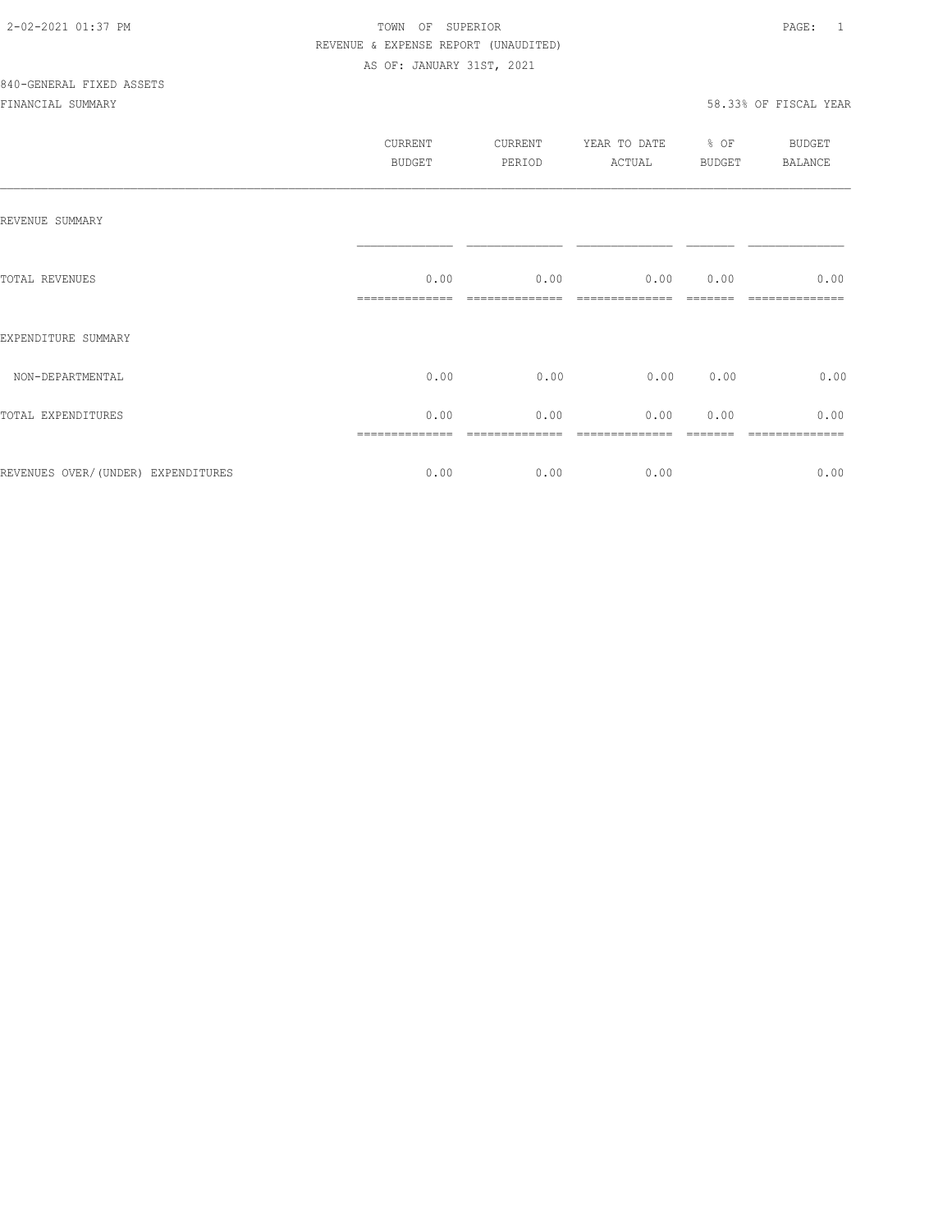2-02-2021 01:37 PM TOWN OF SUPERIOR

REVENUE & EXPENSE REPORT (UNAUDITED)

AS OF: JANUARY 31ST, 2021

840-GENERAL FIXED ASSETS

FINANCIAL SUMMARY 58.33% OF FISCAL YEAR

| | CURRENT BUDGET | CURRENT PERIOD | YEAR TO DATE ACTUAL | % OF BUDGET | BUDGET BALANCE |
|---|---|---|---|---|---|
| REVENUE SUMMARY | | | | | |
| TOTAL REVENUES | 0.00 | 0.00 | 0.00 | 0.00 | 0.00 |
| EXPENDITURE SUMMARY | | | | | |
| NON-DEPARTMENTAL | 0.00 | 0.00 | 0.00 | 0.00 | 0.00 |
| TOTAL EXPENDITURES | 0.00 | 0.00 | 0.00 | 0.00 | 0.00 |
| REVENUES OVER/(UNDER) EXPENDITURES | 0.00 | 0.00 | 0.00 | | 0.00 |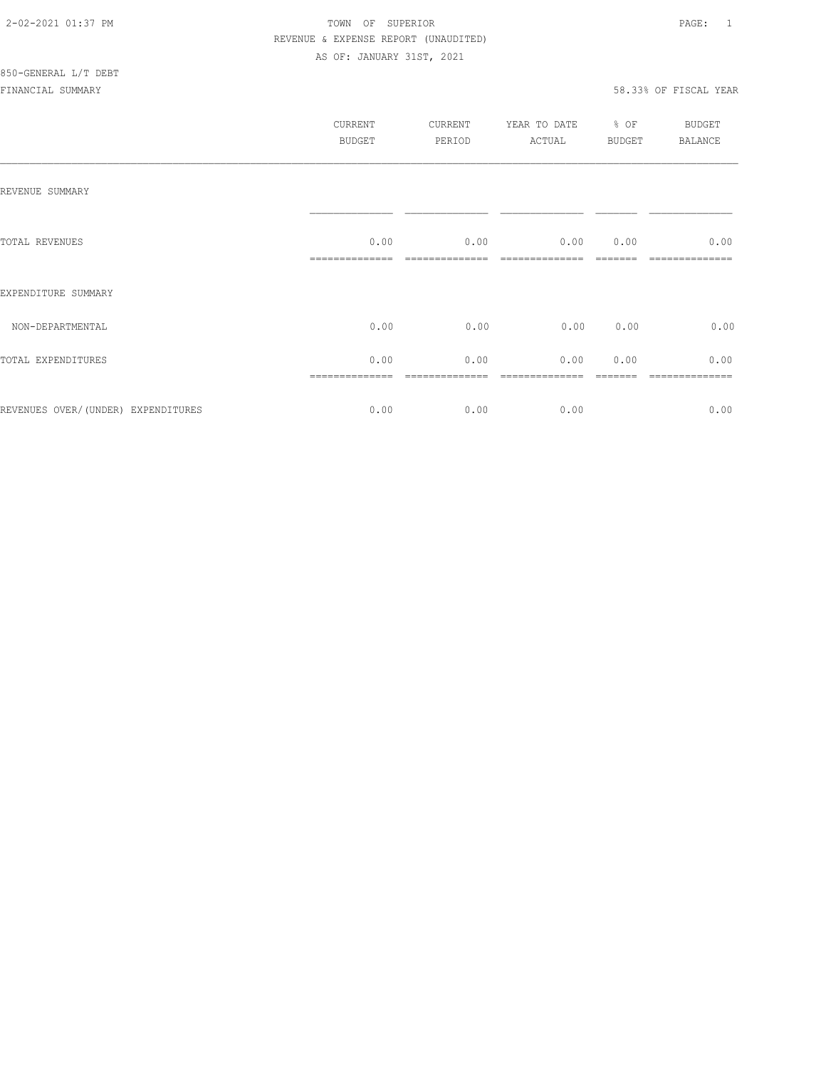TOWN OF SUPERIOR

REVENUE & EXPENSE REPORT (UNAUDITED)

AS OF: JANUARY 31ST, 2021

850-GENERAL L/T DEBT

FINANCIAL SUMMARY

58.33% OF FISCAL YEAR

| | CURRENT BUDGET | CURRENT PERIOD | YEAR TO DATE ACTUAL | % OF BUDGET | BUDGET BALANCE |
|---|---|---|---|---|---|
| REVENUE SUMMARY | | | | | |
| TOTAL REVENUES | 0.00 | 0.00 | 0.00 | 0.00 | 0.00 |
| EXPENDITURE SUMMARY | | | | | |
| NON-DEPARTMENTAL | 0.00 | 0.00 | 0.00 | 0.00 | 0.00 |
| TOTAL EXPENDITURES | 0.00 | 0.00 | 0.00 | 0.00 | 0.00 |
| REVENUES OVER/(UNDER) EXPENDITURES | 0.00 | 0.00 | 0.00 | | 0.00 |